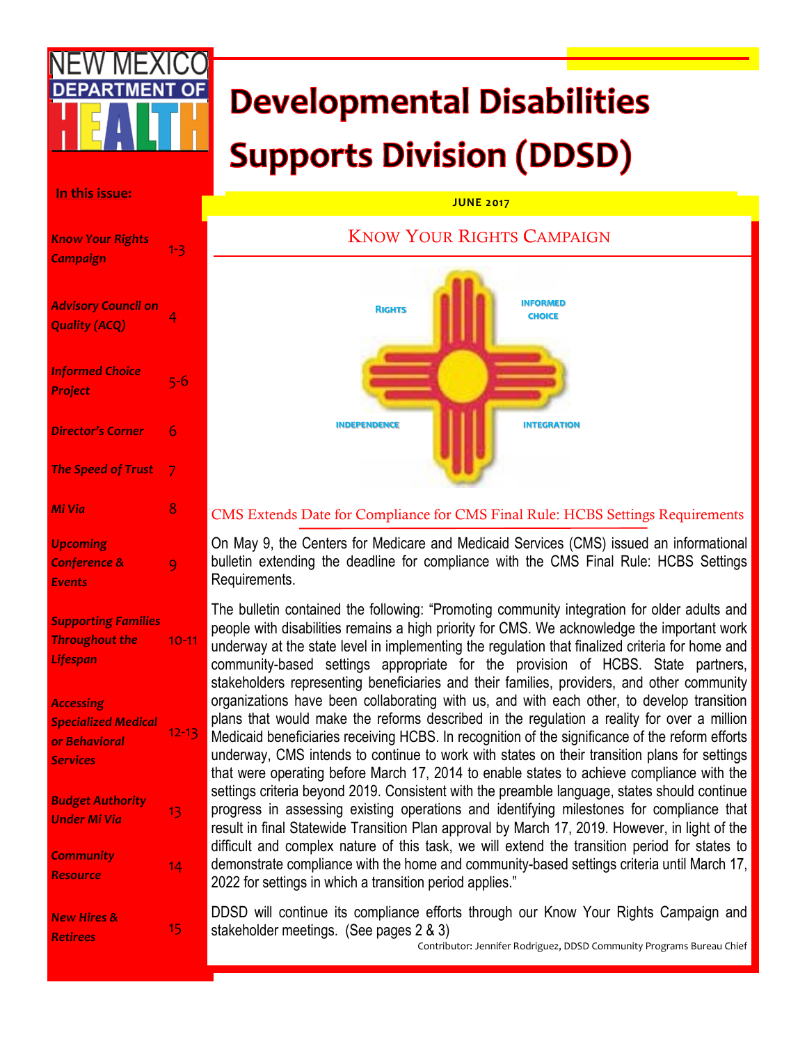NEW MEXICO DEPARTMENT OF HEALTH

# Developmental Disabilities Supports Division (DDSD)

**JUNE 2017**

**In this issue:**

| | |
|---|---|
| *Know Your Rights Campaign* | 1-3 |
| *Advisory Council on Quality (ACQ)* | 4 |
| *Informed Choice Project* | 5-6 |
| *Director's Corner* | 6 |
| *The Speed of Trust* | 7 |
| *Mi Via* | 8 |
| *Upcoming Conference & Events* | 9 |
| *Supporting Families Throughout the Lifespan* | 10-11 |
| *Accessing Specialized Medical or Behavioral Services* | 12-13 |
| *Budget Authority Under Mi Via* | 13 |
| *Community Resource* | 14 |
| *New Hires & Retirees* | 15 |

## Know Your Rights Campaign

RIGHTS — INFORMED CHOICE — INDEPENDENCE — INTEGRATION

### CMS Extends Date for Compliance for CMS Final Rule: HCBS Settings Requirements

On May 9, the Centers for Medicare and Medicaid Services (CMS) issued an informational bulletin extending the deadline for compliance with the CMS Final Rule: HCBS Settings Requirements.

The bulletin contained the following: "Promoting community integration for older adults and people with disabilities remains a high priority for CMS. We acknowledge the important work underway at the state level in implementing the regulation that finalized criteria for home and community-based settings appropriate for the provision of HCBS. State partners, stakeholders representing beneficiaries and their families, providers, and other community organizations have been collaborating with us, and with each other, to develop transition plans that would make the reforms described in the regulation a reality for over a million Medicaid beneficiaries receiving HCBS. In recognition of the significance of the reform efforts underway, CMS intends to continue to work with states on their transition plans for settings that were operating before March 17, 2014 to enable states to achieve compliance with the settings criteria beyond 2019. Consistent with the preamble language, states should continue progress in assessing existing operations and identifying milestones for compliance that result in final Statewide Transition Plan approval by March 17, 2019. However, in light of the difficult and complex nature of this task, we will extend the transition period for states to demonstrate compliance with the home and community-based settings criteria until March 17, 2022 for settings in which a transition period applies."

DDSD will continue its compliance efforts through our Know Your Rights Campaign and stakeholder meetings. (See pages 2 & 3)

Contributor: Jennifer Rodriguez, DDSD Community Programs Bureau Chief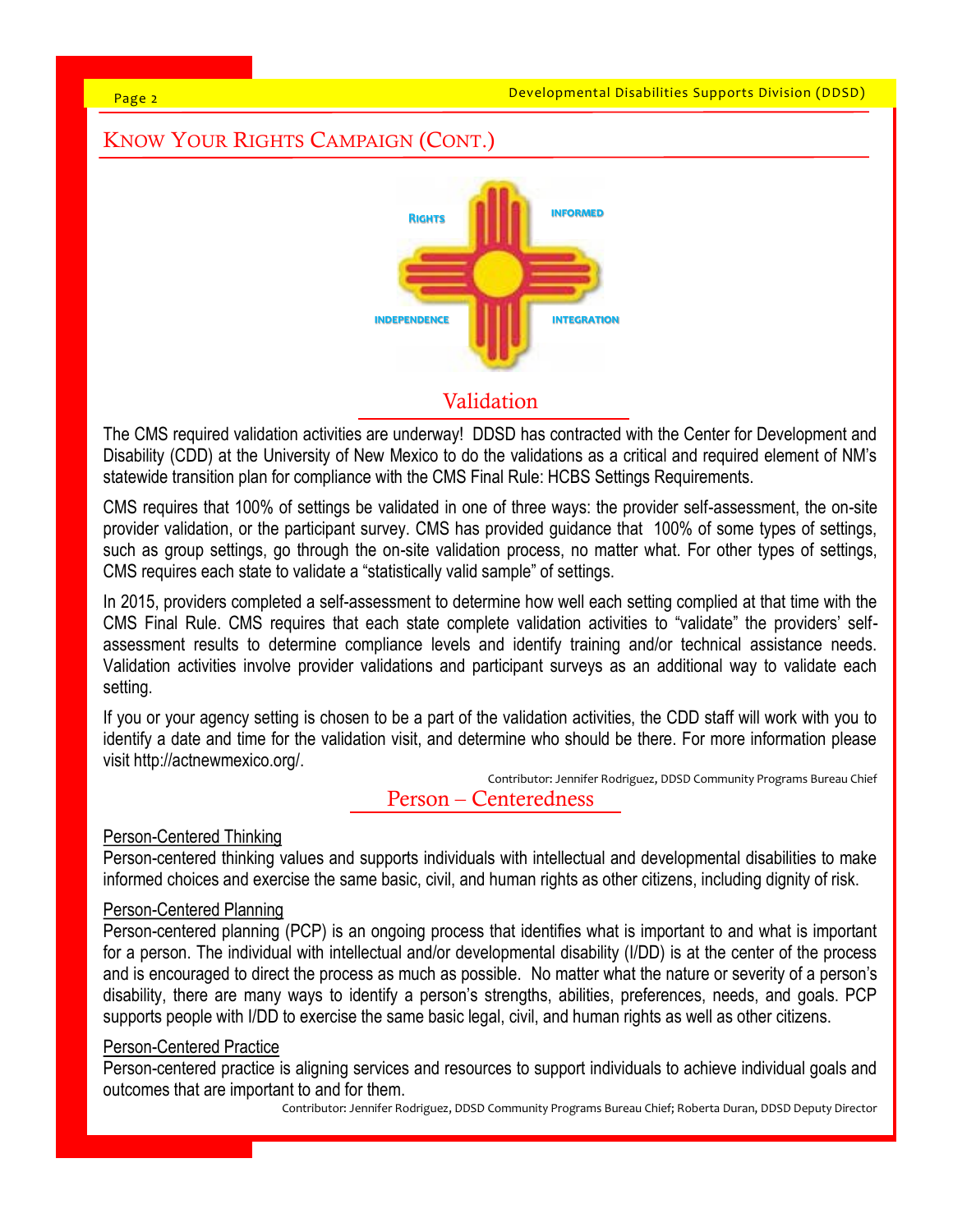## Know Your Rights Campaign (Cont.)

RIGHTS INFORMED INDEPENDENCE INTEGRATION

### Validation

The CMS required validation activities are underway! DDSD has contracted with the Center for Development and Disability (CDD) at the University of New Mexico to do the validations as a critical and required element of NM's statewide transition plan for compliance with the CMS Final Rule: HCBS Settings Requirements.

CMS requires that 100% of settings be validated in one of three ways: the provider self-assessment, the on-site provider validation, or the participant survey. CMS has provided guidance that 100% of some types of settings, such as group settings, go through the on-site validation process, no matter what. For other types of settings, CMS requires each state to validate a "statistically valid sample" of settings.

In 2015, providers completed a self-assessment to determine how well each setting complied at that time with the CMS Final Rule. CMS requires that each state complete validation activities to "validate" the providers' self-assessment results to determine compliance levels and identify training and/or technical assistance needs. Validation activities involve provider validations and participant surveys as an additional way to validate each setting.

If you or your agency setting is chosen to be a part of the validation activities, the CDD staff will work with you to identify a date and time for the validation visit, and determine who should be there. For more information please visit http://actnewmexico.org/.

Contributor: Jennifer Rodriguez, DDSD Community Programs Bureau Chief

### Person – Centeredness

Person-Centered Thinking

Person-centered thinking values and supports individuals with intellectual and developmental disabilities to make informed choices and exercise the same basic, civil, and human rights as other citizens, including dignity of risk.

Person-Centered Planning

Person-centered planning (PCP) is an ongoing process that identifies what is important to and what is important for a person. The individual with intellectual and/or developmental disability (I/DD) is at the center of the process and is encouraged to direct the process as much as possible. No matter what the nature or severity of a person's disability, there are many ways to identify a person's strengths, abilities, preferences, needs, and goals. PCP supports people with I/DD to exercise the same basic legal, civil, and human rights as well as other citizens.

Person-Centered Practice

Person-centered practice is aligning services and resources to support individuals to achieve individual goals and outcomes that are important to and for them.

Contributor: Jennifer Rodriguez, DDSD Community Programs Bureau Chief; Roberta Duran, DDSD Deputy Director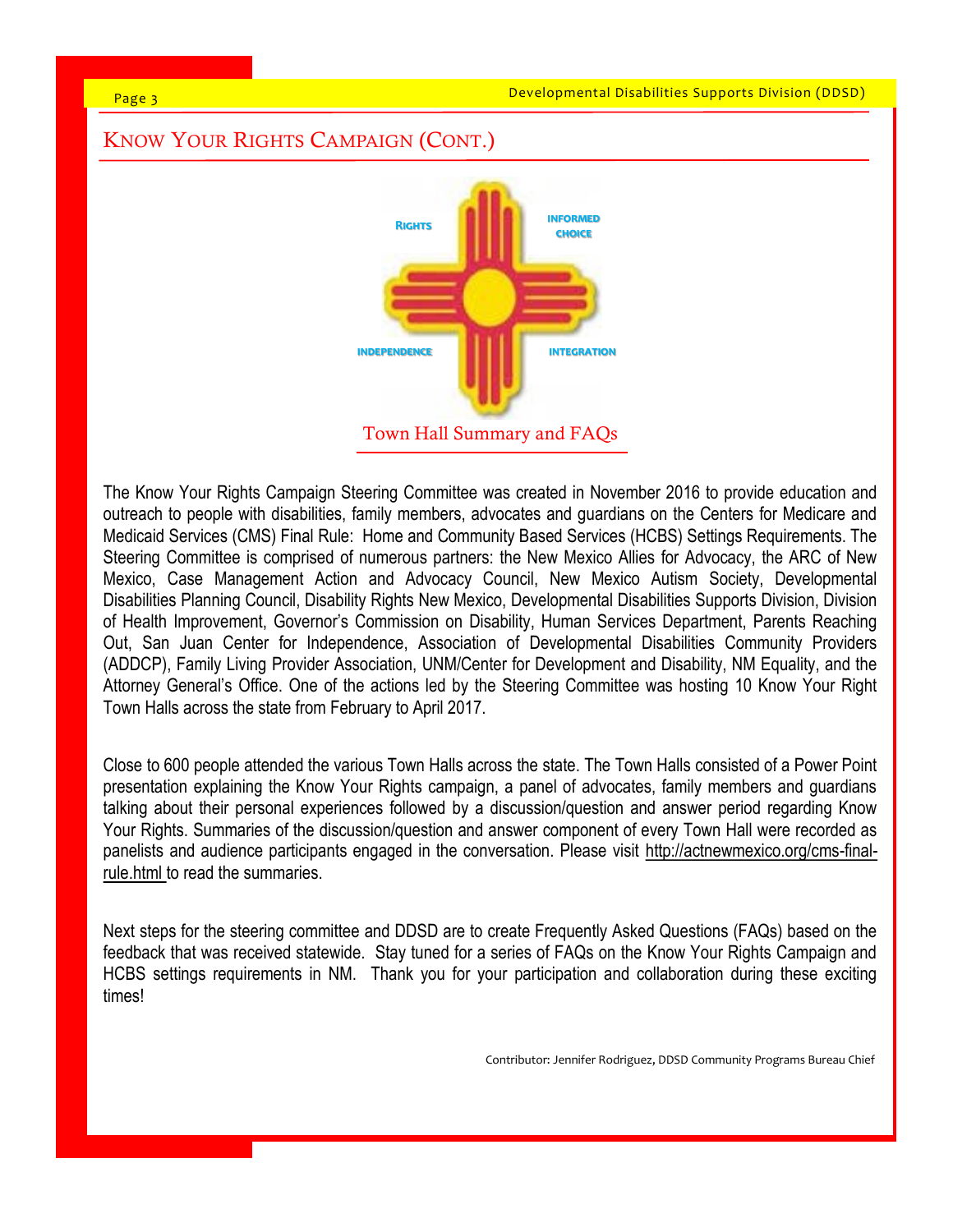## KNOW YOUR RIGHTS CAMPAIGN (CONT.)

RIGHTS

INFORMED CHOICE

INDEPENDENCE

INTEGRATION

### Town Hall Summary and FAQs

The Know Your Rights Campaign Steering Committee was created in November 2016 to provide education and outreach to people with disabilities, family members, advocates and guardians on the Centers for Medicare and Medicaid Services (CMS) Final Rule: Home and Community Based Services (HCBS) Settings Requirements. The Steering Committee is comprised of numerous partners: the New Mexico Allies for Advocacy, the ARC of New Mexico, Case Management Action and Advocacy Council, New Mexico Autism Society, Developmental Disabilities Planning Council, Disability Rights New Mexico, Developmental Disabilities Supports Division, Division of Health Improvement, Governor's Commission on Disability, Human Services Department, Parents Reaching Out, San Juan Center for Independence, Association of Developmental Disabilities Community Providers (ADDCP), Family Living Provider Association, UNM/Center for Development and Disability, NM Equality, and the Attorney General's Office. One of the actions led by the Steering Committee was hosting 10 Know Your Right Town Halls across the state from February to April 2017.

Close to 600 people attended the various Town Halls across the state. The Town Halls consisted of a Power Point presentation explaining the Know Your Rights campaign, a panel of advocates, family members and guardians talking about their personal experiences followed by a discussion/question and answer period regarding Know Your Rights. Summaries of the discussion/question and answer component of every Town Hall were recorded as panelists and audience participants engaged in the conversation. Please visit http://actnewmexico.org/cms-final-rule.html to read the summaries.

Next steps for the steering committee and DDSD are to create Frequently Asked Questions (FAQs) based on the feedback that was received statewide. Stay tuned for a series of FAQs on the Know Your Rights Campaign and HCBS settings requirements in NM. Thank you for your participation and collaboration during these exciting times!

Contributor: Jennifer Rodriguez, DDSD Community Programs Bureau Chief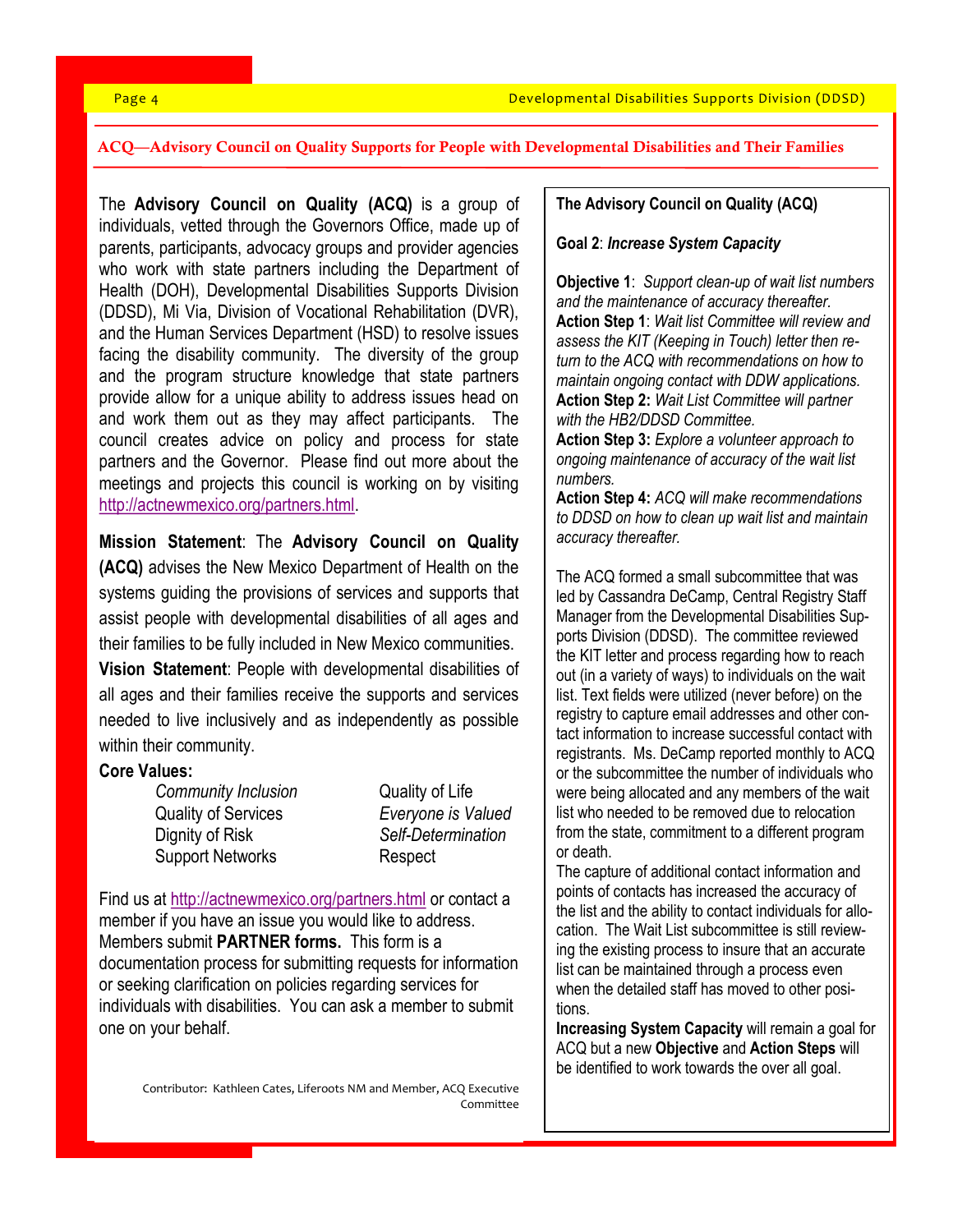## ACQ—Advisory Council on Quality Supports for People with Developmental Disabilities and Their Families

The **Advisory Council on Quality (ACQ)** is a group of individuals, vetted through the Governors Office, made up of parents, participants, advocacy groups and provider agencies who work with state partners including the Department of Health (DOH), Developmental Disabilities Supports Division (DDSD), Mi Via, Division of Vocational Rehabilitation (DVR), and the Human Services Department (HSD) to resolve issues facing the disability community. The diversity of the group and the program structure knowledge that state partners provide allow for a unique ability to address issues head on and work them out as they may affect participants. The council creates advice on policy and process for state partners and the Governor. Please find out more about the meetings and projects this council is working on by visiting http://actnewmexico.org/partners.html.

**Mission Statement**: The **Advisory Council on Quality (ACQ)** advises the New Mexico Department of Health on the systems guiding the provisions of services and supports that assist people with developmental disabilities of all ages and their families to be fully included in New Mexico communities.

**Vision Statement**: People with developmental disabilities of all ages and their families receive the supports and services needed to live inclusively and as independently as possible within their community.

**Core Values:**

| | |
|---|---|
| *Community Inclusion* | Quality of Life |
| Quality of Services | *Everyone is Valued* |
| Dignity of Risk | *Self-Determination* |
| Support Networks | Respect |

Find us at http://actnewmexico.org/partners.html or contact a member if you have an issue you would like to address. Members submit **PARTNER forms.** This form is a documentation process for submitting requests for information or seeking clarification on policies regarding services for individuals with disabilities. You can ask a member to submit one on your behalf.

Contributor: Kathleen Cates, Liferoots NM and Member, ACQ Executive Committee

**The Advisory Council on Quality (ACQ)**

**Goal 2**: ***Increase System Capacity***

**Objective 1**: *Support clean-up of wait list numbers and the maintenance of accuracy thereafter.*
**Action Step 1**: *Wait list Committee will review and assess the KIT (Keeping in Touch) letter then return to the ACQ with recommendations on how to maintain ongoing contact with DDW applications.*
**Action Step 2:** *Wait List Committee will partner with the HB2/DDSD Committee.*
**Action Step 3:** *Explore a volunteer approach to ongoing maintenance of accuracy of the wait list numbers.*
**Action Step 4:** *ACQ will make recommendations to DDSD on how to clean up wait list and maintain accuracy thereafter.*

The ACQ formed a small subcommittee that was led by Cassandra DeCamp, Central Registry Staff Manager from the Developmental Disabilities Supports Division (DDSD). The committee reviewed the KIT letter and process regarding how to reach out (in a variety of ways) to individuals on the wait list. Text fields were utilized (never before) on the registry to capture email addresses and other contact information to increase successful contact with registrants. Ms. DeCamp reported monthly to ACQ or the subcommittee the number of individuals who were being allocated and any members of the wait list who needed to be removed due to relocation from the state, commitment to a different program or death.

The capture of additional contact information and points of contacts has increased the accuracy of the list and the ability to contact individuals for allocation. The Wait List subcommittee is still reviewing the existing process to insure that an accurate list can be maintained through a process even when the detailed staff has moved to other positions.

**Increasing System Capacity** will remain a goal for ACQ but a new **Objective** and **Action Steps** will be identified to work towards the over all goal.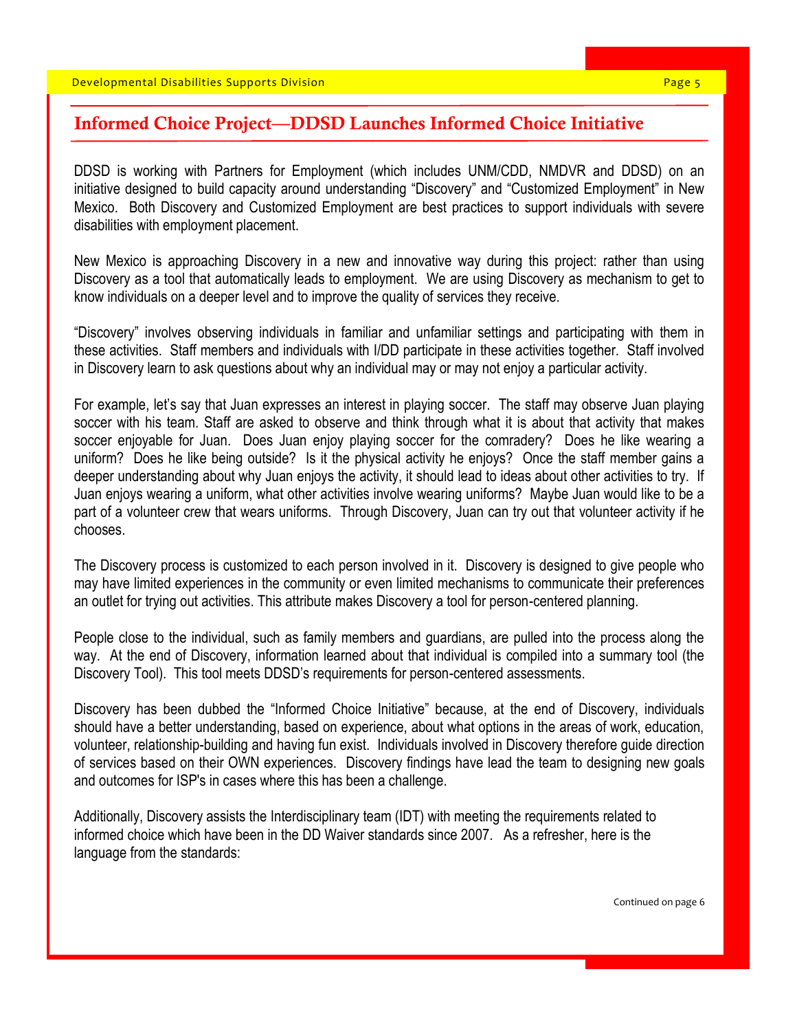## Informed Choice Project—DDSD Launches Informed Choice Initiative

DDSD is working with Partners for Employment (which includes UNM/CDD, NMDVR and DDSD) on an initiative designed to build capacity around understanding "Discovery" and "Customized Employment" in New Mexico. Both Discovery and Customized Employment are best practices to support individuals with severe disabilities with employment placement.

New Mexico is approaching Discovery in a new and innovative way during this project: rather than using Discovery as a tool that automatically leads to employment. We are using Discovery as mechanism to get to know individuals on a deeper level and to improve the quality of services they receive.

"Discovery" involves observing individuals in familiar and unfamiliar settings and participating with them in these activities. Staff members and individuals with I/DD participate in these activities together. Staff involved in Discovery learn to ask questions about why an individual may or may not enjoy a particular activity.

For example, let's say that Juan expresses an interest in playing soccer. The staff may observe Juan playing soccer with his team. Staff are asked to observe and think through what it is about that activity that makes soccer enjoyable for Juan. Does Juan enjoy playing soccer for the comradery? Does he like wearing a uniform? Does he like being outside? Is it the physical activity he enjoys? Once the staff member gains a deeper understanding about why Juan enjoys the activity, it should lead to ideas about other activities to try. If Juan enjoys wearing a uniform, what other activities involve wearing uniforms? Maybe Juan would like to be a part of a volunteer crew that wears uniforms. Through Discovery, Juan can try out that volunteer activity if he chooses.

The Discovery process is customized to each person involved in it. Discovery is designed to give people who may have limited experiences in the community or even limited mechanisms to communicate their preferences an outlet for trying out activities. This attribute makes Discovery a tool for person-centered planning.

People close to the individual, such as family members and guardians, are pulled into the process along the way. At the end of Discovery, information learned about that individual is compiled into a summary tool (the Discovery Tool). This tool meets DDSD's requirements for person-centered assessments.

Discovery has been dubbed the "Informed Choice Initiative" because, at the end of Discovery, individuals should have a better understanding, based on experience, about what options in the areas of work, education, volunteer, relationship-building and having fun exist. Individuals involved in Discovery therefore guide direction of services based on their OWN experiences. Discovery findings have lead the team to designing new goals and outcomes for ISP's in cases where this has been a challenge.

Additionally, Discovery assists the Interdisciplinary team (IDT) with meeting the requirements related to informed choice which have been in the DD Waiver standards since 2007. As a refresher, here is the language from the standards:

Continued on page 6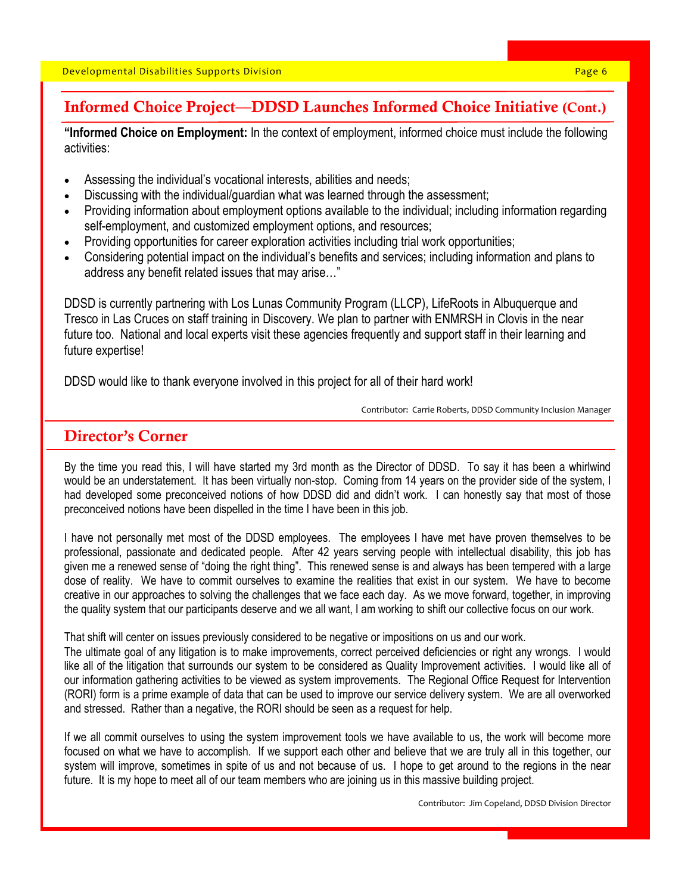## Informed Choice Project—DDSD Launches Informed Choice Initiative (Cont.)

**"Informed Choice on Employment:** In the context of employment, informed choice must include the following activities:

- Assessing the individual's vocational interests, abilities and needs;
- Discussing with the individual/guardian what was learned through the assessment;
- Providing information about employment options available to the individual; including information regarding self-employment, and customized employment options, and resources;
- Providing opportunities for career exploration activities including trial work opportunities;
- Considering potential impact on the individual's benefits and services; including information and plans to address any benefit related issues that may arise…"

DDSD is currently partnering with Los Lunas Community Program (LLCP), LifeRoots in Albuquerque and Tresco in Las Cruces on staff training in Discovery. We plan to partner with ENMRSH in Clovis in the near future too. National and local experts visit these agencies frequently and support staff in their learning and future expertise!

DDSD would like to thank everyone involved in this project for all of their hard work!

Contributor: Carrie Roberts, DDSD Community Inclusion Manager

## Director's Corner

By the time you read this, I will have started my 3rd month as the Director of DDSD. To say it has been a whirlwind would be an understatement. It has been virtually non-stop. Coming from 14 years on the provider side of the system, I had developed some preconceived notions of how DDSD did and didn't work. I can honestly say that most of those preconceived notions have been dispelled in the time I have been in this job.

I have not personally met most of the DDSD employees. The employees I have met have proven themselves to be professional, passionate and dedicated people. After 42 years serving people with intellectual disability, this job has given me a renewed sense of "doing the right thing". This renewed sense is and always has been tempered with a large dose of reality. We have to commit ourselves to examine the realities that exist in our system. We have to become creative in our approaches to solving the challenges that we face each day. As we move forward, together, in improving the quality system that our participants deserve and we all want, I am working to shift our collective focus on our work.

That shift will center on issues previously considered to be negative or impositions on us and our work.
The ultimate goal of any litigation is to make improvements, correct perceived deficiencies or right any wrongs. I would like all of the litigation that surrounds our system to be considered as Quality Improvement activities. I would like all of our information gathering activities to be viewed as system improvements. The Regional Office Request for Intervention (RORI) form is a prime example of data that can be used to improve our service delivery system. We are all overworked and stressed. Rather than a negative, the RORI should be seen as a request for help.

If we all commit ourselves to using the system improvement tools we have available to us, the work will become more focused on what we have to accomplish. If we support each other and believe that we are truly all in this together, our system will improve, sometimes in spite of us and not because of us. I hope to get around to the regions in the near future. It is my hope to meet all of our team members who are joining us in this massive building project.

Contributor: Jim Copeland, DDSD Division Director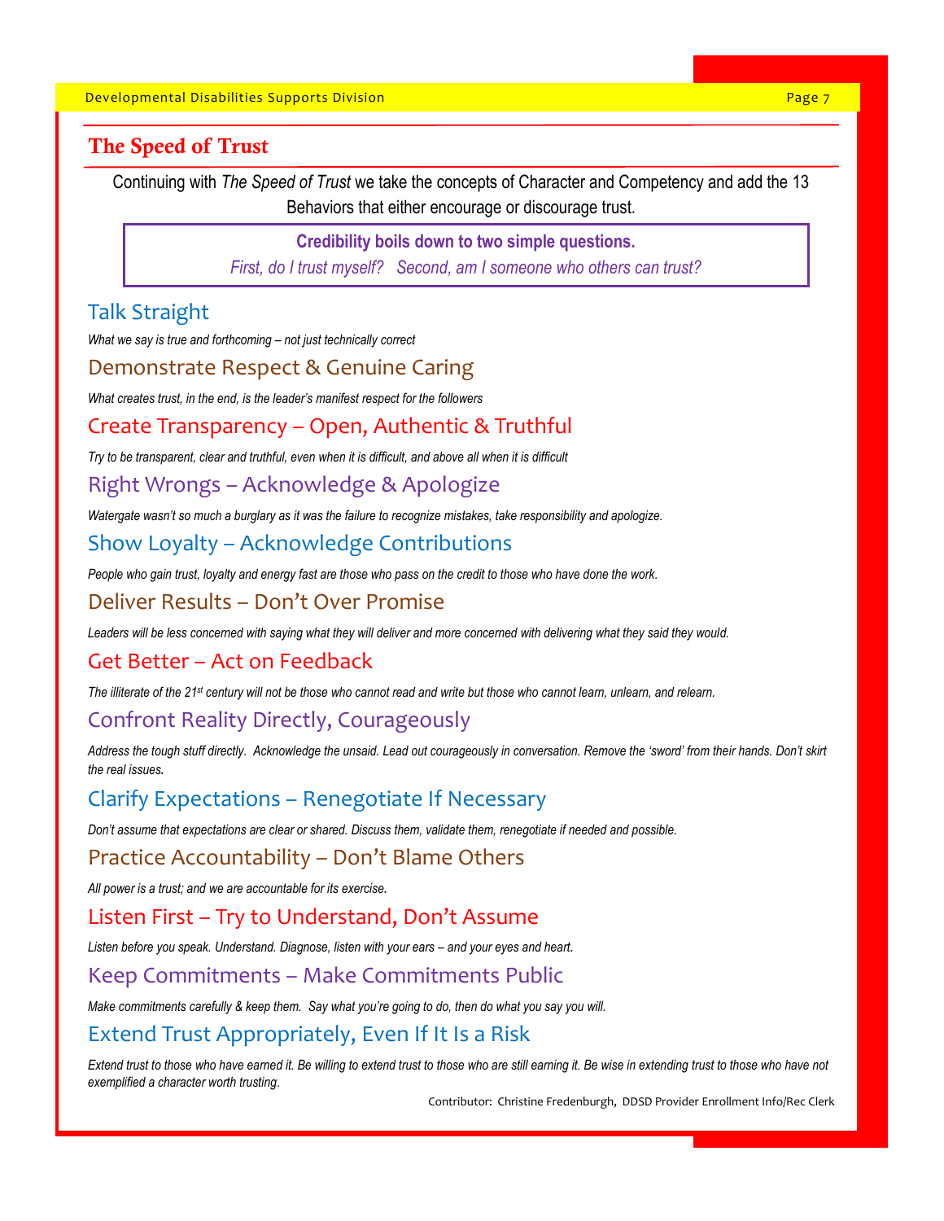## The Speed of Trust

Continuing with *The Speed of Trust* we take the concepts of Character and Competency and add the 13 Behaviors that either encourage or discourage trust.

> **Credibility boils down to two simple questions.**
>
> *First, do I trust myself? Second, am I someone who others can trust?*

### Talk Straight

*What we say is true and forthcoming – not just technically correct*

### Demonstrate Respect & Genuine Caring

*What creates trust, in the end, is the leader's manifest respect for the followers*

### Create Transparency – Open, Authentic & Truthful

*Try to be transparent, clear and truthful, even when it is difficult, and above all when it is difficult*

### Right Wrongs – Acknowledge & Apologize

*Watergate wasn't so much a burglary as it was the failure to recognize mistakes, take responsibility and apologize.*

### Show Loyalty – Acknowledge Contributions

*People who gain trust, loyalty and energy fast are those who pass on the credit to those who have done the work.*

### Deliver Results – Don't Over Promise

*Leaders will be less concerned with saying what they will deliver and more concerned with delivering what they said they would.*

### Get Better – Act on Feedback

*The illiterate of the 21st century will not be those who cannot read and write but those who cannot learn, unlearn, and relearn.*

### Confront Reality Directly, Courageously

*Address the tough stuff directly. Acknowledge the unsaid. Lead out courageously in conversation. Remove the 'sword' from their hands. Don't skirt the real issues.*

### Clarify Expectations – Renegotiate If Necessary

*Don't assume that expectations are clear or shared. Discuss them, validate them, renegotiate if needed and possible.*

### Practice Accountability – Don't Blame Others

*All power is a trust; and we are accountable for its exercise.*

### Listen First – Try to Understand, Don't Assume

*Listen before you speak. Understand. Diagnose, listen with your ears – and your eyes and heart.*

### Keep Commitments – Make Commitments Public

*Make commitments carefully & keep them. Say what you're going to do, then do what you say you will.*

### Extend Trust Appropriately, Even If It Is a Risk

*Extend trust to those who have earned it. Be willing to extend trust to those who are still earning it. Be wise in extending trust to those who have not exemplified a character worth trusting.*

Contributor: Christine Fredenburgh, DDSD Provider Enrollment Info/Rec Clerk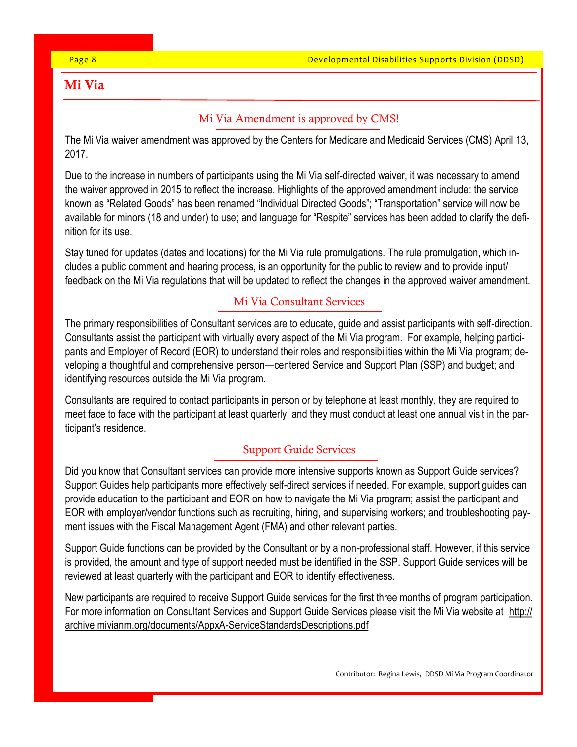# Mi Via

## Mi Via Amendment is approved by CMS!

The Mi Via waiver amendment was approved by the Centers for Medicare and Medicaid Services (CMS) April 13, 2017.

Due to the increase in numbers of participants using the Mi Via self-directed waiver, it was necessary to amend the waiver approved in 2015 to reflect the increase. Highlights of the approved amendment include: the service known as "Related Goods" has been renamed "Individual Directed Goods"; "Transportation" service will now be available for minors (18 and under) to use; and language for "Respite" services has been added to clarify the definition for its use.

Stay tuned for updates (dates and locations) for the Mi Via rule promulgations. The rule promulgation, which includes a public comment and hearing process, is an opportunity for the public to review and to provide input/feedback on the Mi Via regulations that will be updated to reflect the changes in the approved waiver amendment.

## Mi Via Consultant Services

The primary responsibilities of Consultant services are to educate, guide and assist participants with self-direction. Consultants assist the participant with virtually every aspect of the Mi Via program. For example, helping participants and Employer of Record (EOR) to understand their roles and responsibilities within the Mi Via program; developing a thoughtful and comprehensive person—centered Service and Support Plan (SSP) and budget; and identifying resources outside the Mi Via program.

Consultants are required to contact participants in person or by telephone at least monthly, they are required to meet face to face with the participant at least quarterly, and they must conduct at least one annual visit in the participant's residence.

## Support Guide Services

Did you know that Consultant services can provide more intensive supports known as Support Guide services? Support Guides help participants more effectively self-direct services if needed. For example, support guides can provide education to the participant and EOR on how to navigate the Mi Via program; assist the participant and EOR with employer/vendor functions such as recruiting, hiring, and supervising workers; and troubleshooting payment issues with the Fiscal Management Agent (FMA) and other relevant parties.

Support Guide functions can be provided by the Consultant or by a non-professional staff. However, if this service is provided, the amount and type of support needed must be identified in the SSP. Support Guide services will be reviewed at least quarterly with the participant and EOR to identify effectiveness.

New participants are required to receive Support Guide services for the first three months of program participation. For more information on Consultant Services and Support Guide Services please visit the Mi Via website at http://archive.mivianm.org/documents/AppxA-ServiceStandardsDescriptions.pdf

Contributor: Regina Lewis, DDSD Mi Via Program Coordinator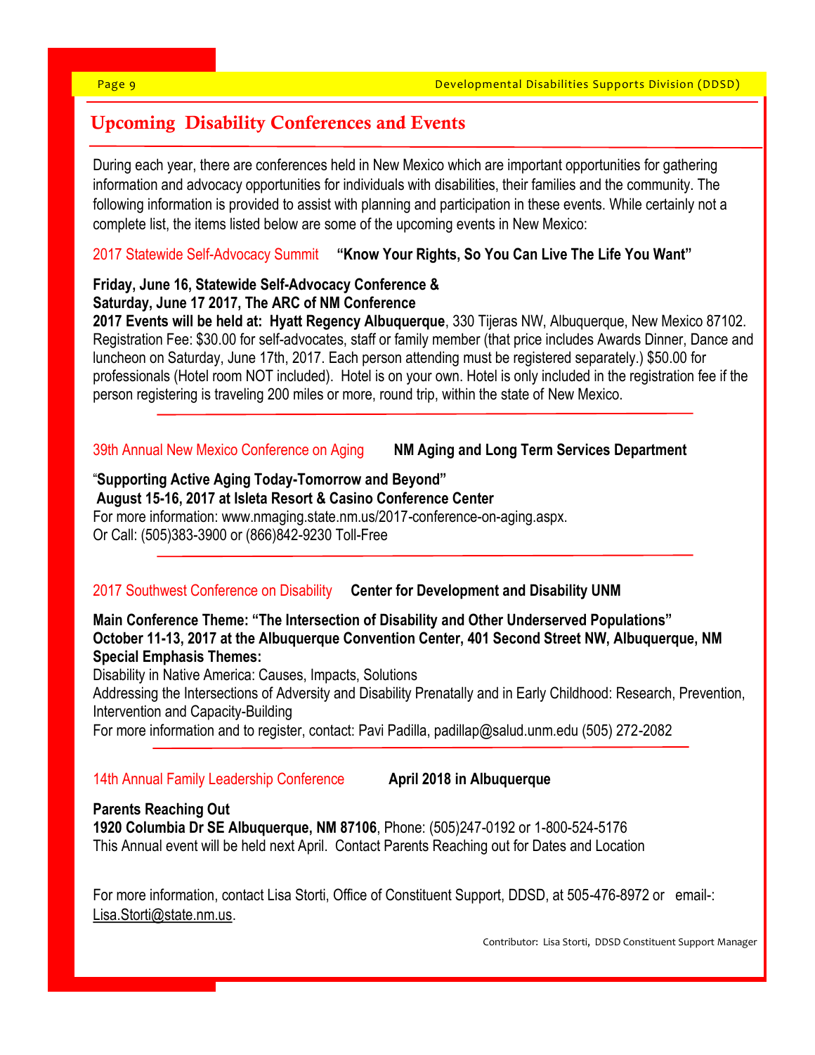## Upcoming Disability Conferences and Events

During each year, there are conferences held in New Mexico which are important opportunities for gathering information and advocacy opportunities for individuals with disabilities, their families and the community. The following information is provided to assist with planning and participation in these events. While certainly not a complete list, the items listed below are some of the upcoming events in New Mexico:

2017 Statewide Self-Advocacy Summit **"Know Your Rights, So You Can Live The Life You Want"**

**Friday, June 16, Statewide Self-Advocacy Conference &**
**Saturday, June 17 2017, The ARC of NM Conference**
**2017 Events will be held at: Hyatt Regency Albuquerque**, 330 Tijeras NW, Albuquerque, New Mexico 87102. Registration Fee: $30.00 for self-advocates, staff or family member (that price includes Awards Dinner, Dance and luncheon on Saturday, June 17th, 2017. Each person attending must be registered separately.) $50.00 for professionals (Hotel room NOT included). Hotel is on your own. Hotel is only included in the registration fee if the person registering is traveling 200 miles or more, round trip, within the state of New Mexico.

---

39th Annual New Mexico Conference on Aging **NM Aging and Long Term Services Department**

"**Supporting Active Aging Today-Tomorrow and Beyond"**
**August 15-16, 2017 at Isleta Resort & Casino Conference Center**
For more information: www.nmaging.state.nm.us/2017-conference-on-aging.aspx.
Or Call: (505)383-3900 or (866)842-9230 Toll-Free

---

2017 Southwest Conference on Disability **Center for Development and Disability UNM**

**Main Conference Theme: "The Intersection of Disability and Other Underserved Populations"**
**October 11-13, 2017 at the Albuquerque Convention Center, 401 Second Street NW, Albuquerque, NM**
**Special Emphasis Themes:**
Disability in Native America: Causes, Impacts, Solutions
Addressing the Intersections of Adversity and Disability Prenatally and in Early Childhood: Research, Prevention, Intervention and Capacity-Building
For more information and to register, contact: Pavi Padilla, padillap@salud.unm.edu (505) 272-2082

---

14th Annual Family Leadership Conference **April 2018 in Albuquerque**

**Parents Reaching Out**
**1920 Columbia Dr SE Albuquerque, NM 87106**, Phone: (505)247-0192 or 1-800-524-5176
This Annual event will be held next April. Contact Parents Reaching out for Dates and Location

For more information, contact Lisa Storti, Office of Constituent Support, DDSD, at 505-476-8972 or email-: Lisa.Storti@state.nm.us.

Contributor: Lisa Storti, DDSD Constituent Support Manager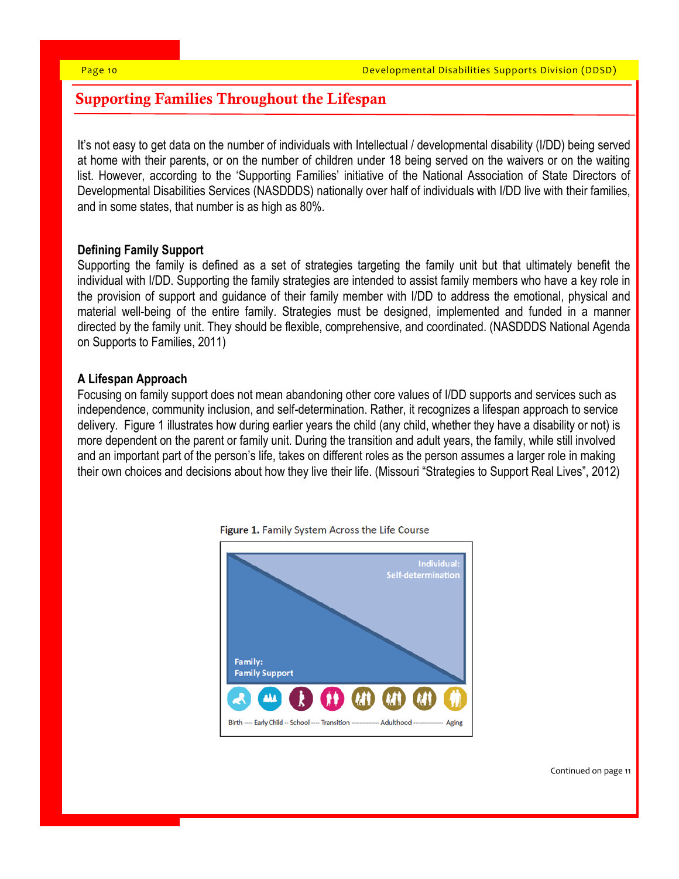## Supporting Families Throughout the Lifespan

It's not easy to get data on the number of individuals with Intellectual / developmental disability (I/DD) being served at home with their parents, or on the number of children under 18 being served on the waivers or on the waiting list. However, according to the 'Supporting Families' initiative of the National Association of State Directors of Developmental Disabilities Services (NASDDDS) nationally over half of individuals with I/DD live with their families, and in some states, that number is as high as 80%.

### Defining Family Support

Supporting the family is defined as a set of strategies targeting the family unit but that ultimately benefit the individual with I/DD. Supporting the family strategies are intended to assist family members who have a key role in the provision of support and guidance of their family member with I/DD to address the emotional, physical and material well-being of the entire family. Strategies must be designed, implemented and funded in a manner directed by the family unit. They should be flexible, comprehensive, and coordinated. (NASDDDS National Agenda on Supports to Families, 2011)

### A Lifespan Approach

Focusing on family support does not mean abandoning other core values of I/DD supports and services such as independence, community inclusion, and self-determination. Rather, it recognizes a lifespan approach to service delivery. Figure 1 illustrates how during earlier years the child (any child, whether they have a disability or not) is more dependent on the parent or family unit. During the transition and adult years, the family, while still involved and an important part of the person's life, takes on different roles as the person assumes a larger role in making their own choices and decisions about how they live their life. (Missouri "Strategies to Support Real Lives", 2012)

**Figure 1.** Family System Across the Life Course

Individual: Self-determination

Family: Family Support

Birth — Early Child — School — Transition — Adulthood — Aging

Continued on page 11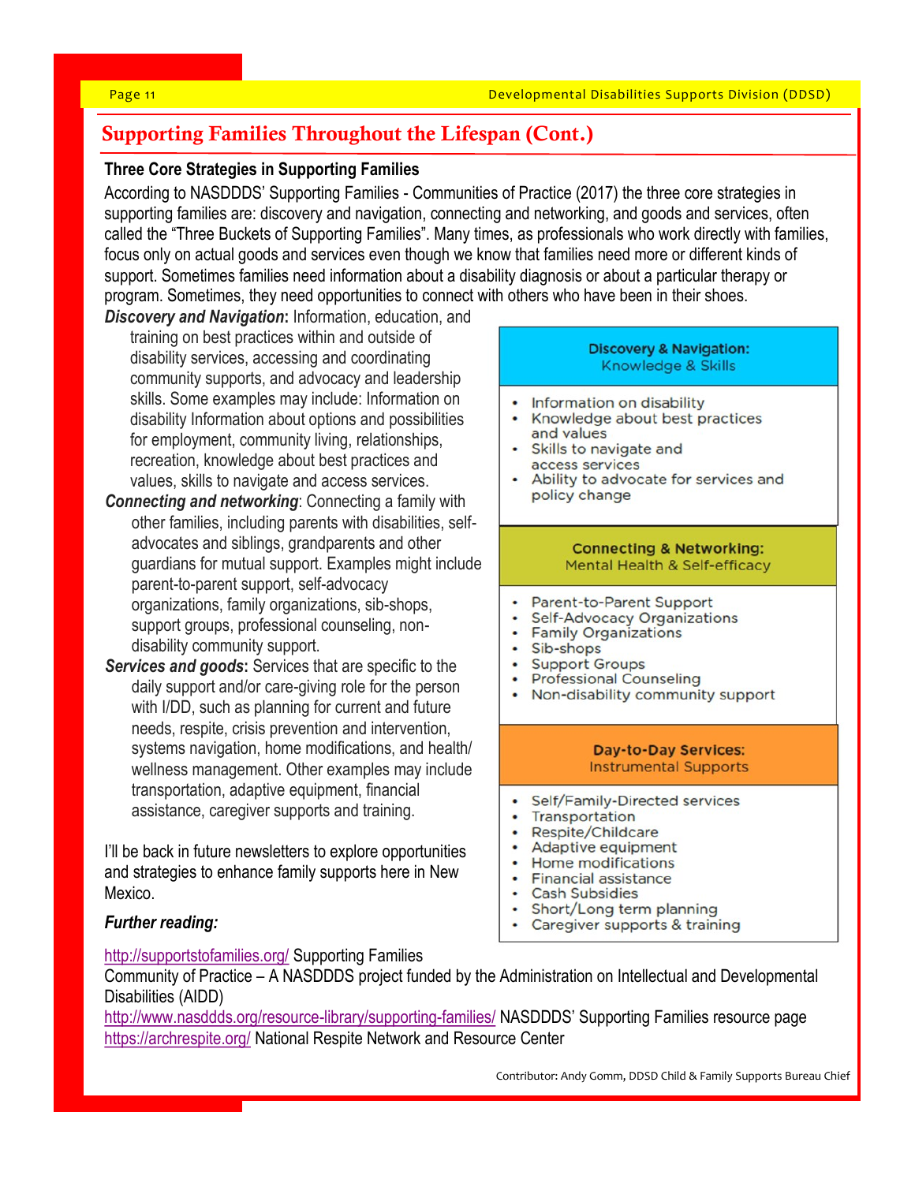## Supporting Families Throughout the Lifespan (Cont.)

### Three Core Strategies in Supporting Families

According to NASDDDS' Supporting Families - Communities of Practice (2017) the three core strategies in supporting families are: discovery and navigation, connecting and networking, and goods and services, often called the "Three Buckets of Supporting Families". Many times, as professionals who work directly with families, focus only on actual goods and services even though we know that families need more or different kinds of support. Sometimes families need information about a disability diagnosis or about a particular therapy or program. Sometimes, they need opportunities to connect with others who have been in their shoes.

***Discovery and Navigation*:** Information, education, and training on best practices within and outside of disability services, accessing and coordinating community supports, and advocacy and leadership skills. Some examples may include: Information on disability Information about options and possibilities for employment, community living, relationships, recreation, knowledge about best practices and values, skills to navigate and access services.

***Connecting and networking***: Connecting a family with other families, including parents with disabilities, self-advocates and siblings, grandparents and other guardians for mutual support. Examples might include parent-to-parent support, self-advocacy organizations, family organizations, sib-shops, support groups, professional counseling, non-disability community support.

***Services and goods*:** Services that are specific to the daily support and/or care-giving role for the person with I/DD, such as planning for current and future needs, respite, crisis prevention and intervention, systems navigation, home modifications, and health/wellness management. Other examples may include transportation, adaptive equipment, financial assistance, caregiver supports and training.

**Discovery & Navigation:**
Knowledge & Skills

- Information on disability
- Knowledge about best practices and values
- Skills to navigate and access services
- Ability to advocate for services and policy change

**Connecting & Networking:**
Mental Health & Self-efficacy

- Parent-to-Parent Support
- Self-Advocacy Organizations
- Family Organizations
- Sib-shops
- Support Groups
- Professional Counseling
- Non-disability community support

**Day-to-Day Services:**
Instrumental Supports

- Self/Family-Directed services
- Transportation
- Respite/Childcare
- Adaptive equipment
- Home modifications
- Financial assistance
- Cash Subsidies
- Short/Long term planning
- Caregiver supports & training

I'll be back in future newsletters to explore opportunities and strategies to enhance family supports here in New Mexico.

***Further reading:***

http://supportstofamilies.org/ Supporting Families Community of Practice – A NASDDDS project funded by the Administration on Intellectual and Developmental Disabilities (AIDD)
http://www.nasddds.org/resource-library/supporting-families/ NASDDDS' Supporting Families resource page
https://archrespite.org/ National Respite Network and Resource Center

Contributor: Andy Gomm, DDSD Child & Family Supports Bureau Chief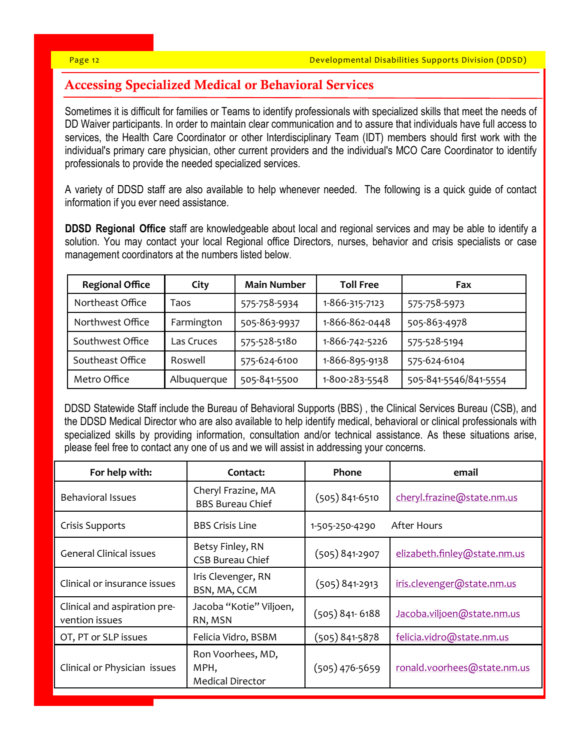## Accessing Specialized Medical or Behavioral Services

Sometimes it is difficult for families or Teams to identify professionals with specialized skills that meet the needs of DD Waiver participants. In order to maintain clear communication and to assure that individuals have full access to services, the Health Care Coordinator or other Interdisciplinary Team (IDT) members should first work with the individual's primary care physician, other current providers and the individual's MCO Care Coordinator to identify professionals to provide the needed specialized services.

A variety of DDSD staff are also available to help whenever needed. The following is a quick guide of contact information if you ever need assistance.

**DDSD Regional Office** staff are knowledgeable about local and regional services and may be able to identify a solution. You may contact your local Regional office Directors, nurses, behavior and crisis specialists or case management coordinators at the numbers listed below.

| Regional Office | City | Main Number | Toll Free | Fax |
|---|---|---|---|---|
| Northeast Office | Taos | 575-758-5934 | 1-866-315-7123 | 575-758-5973 |
| Northwest Office | Farmington | 505-863-9937 | 1-866-862-0448 | 505-863-4978 |
| Southwest Office | Las Cruces | 575-528-5180 | 1-866-742-5226 | 575-528-5194 |
| Southeast Office | Roswell | 575-624-6100 | 1-866-895-9138 | 575-624-6104 |
| Metro Office | Albuquerque | 505-841-5500 | 1-800-283-5548 | 505-841-5546/841-5554 |

DDSD Statewide Staff include the Bureau of Behavioral Supports (BBS) , the Clinical Services Bureau (CSB), and the DDSD Medical Director who are also available to help identify medical, behavioral or clinical professionals with specialized skills by providing information, consultation and/or technical assistance. As these situations arise, please feel free to contact any one of us and we will assist in addressing your concerns.

| For help with: | Contact: | Phone | email |
|---|---|---|---|
| Behavioral Issues | Cheryl Frazine, MA BBS Bureau Chief | (505) 841-6510 | cheryl.frazine@state.nm.us |
| Crisis Supports | BBS Crisis Line | 1-505-250-4290 | After Hours |
| General Clinical issues | Betsy Finley, RN CSB Bureau Chief | (505) 841-2907 | elizabeth.finley@state.nm.us |
| Clinical or insurance issues | Iris Clevenger, RN BSN, MA, CCM | (505) 841-2913 | iris.clevenger@state.nm.us |
| Clinical and aspiration prevention issues | Jacoba "Kotie" Viljoen, RN, MSN | (505) 841- 6188 | Jacoba.viljoen@state.nm.us |
| OT, PT or SLP issues | Felicia Vidro, BSBM | (505) 841-5878 | felicia.vidro@state.nm.us |
| Clinical or Physician issues | Ron Voorhees, MD, MPH, Medical Director | (505) 476-5659 | ronald.voorhees@state.nm.us |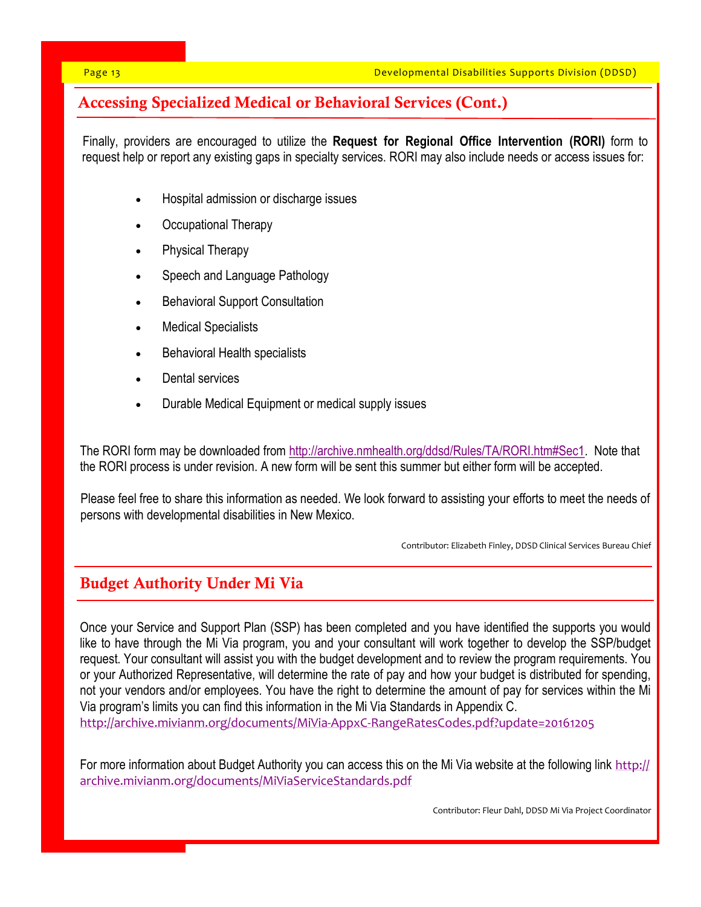## Accessing Specialized Medical or Behavioral Services (Cont.)

Finally, providers are encouraged to utilize the **Request for Regional Office Intervention (RORI)** form to request help or report any existing gaps in specialty services. RORI may also include needs or access issues for:

- Hospital admission or discharge issues
- Occupational Therapy
- Physical Therapy
- Speech and Language Pathology
- Behavioral Support Consultation
- Medical Specialists
- Behavioral Health specialists
- Dental services
- Durable Medical Equipment or medical supply issues

The RORI form may be downloaded from http://archive.nmhealth.org/ddsd/Rules/TA/RORI.htm#Sec1. Note that the RORI process is under revision. A new form will be sent this summer but either form will be accepted.

Please feel free to share this information as needed. We look forward to assisting your efforts to meet the needs of persons with developmental disabilities in New Mexico.

Contributor: Elizabeth Finley, DDSD Clinical Services Bureau Chief

## Budget Authority Under Mi Via

Once your Service and Support Plan (SSP) has been completed and you have identified the supports you would like to have through the Mi Via program, you and your consultant will work together to develop the SSP/budget request. Your consultant will assist you with the budget development and to review the program requirements. You or your Authorized Representative, will determine the rate of pay and how your budget is distributed for spending, not your vendors and/or employees. You have the right to determine the amount of pay for services within the Mi Via program's limits you can find this information in the Mi Via Standards in Appendix C. http://archive.mivianm.org/documents/MiVia-AppxC-RangeRatesCodes.pdf?update=20161205

For more information about Budget Authority you can access this on the Mi Via website at the following link http://archive.mivianm.org/documents/MiViaServiceStandards.pdf

Contributor: Fleur Dahl, DDSD Mi Via Project Coordinator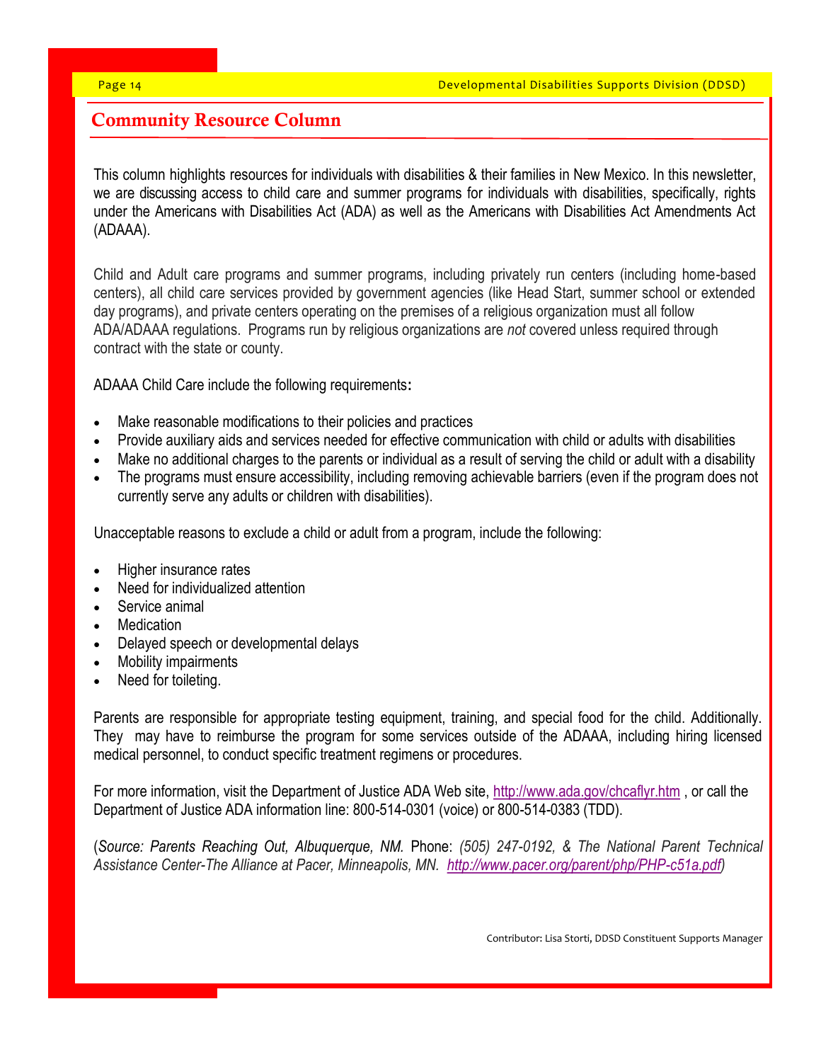## Community Resource Column

This column highlights resources for individuals with disabilities & their families in New Mexico. In this newsletter, we are discussing access to child care and summer programs for individuals with disabilities, specifically, rights under the Americans with Disabilities Act (ADA) as well as the Americans with Disabilities Act Amendments Act (ADAAA).

Child and Adult care programs and summer programs, including privately run centers (including home-based centers), all child care services provided by government agencies (like Head Start, summer school or extended day programs), and private centers operating on the premises of a religious organization must all follow ADA/ADAAA regulations. Programs run by religious organizations are *not* covered unless required through contract with the state or county.

ADAAA Child Care include the following requirements**:**

- Make reasonable modifications to their policies and practices
- Provide auxiliary aids and services needed for effective communication with child or adults with disabilities
- Make no additional charges to the parents or individual as a result of serving the child or adult with a disability
- The programs must ensure accessibility, including removing achievable barriers (even if the program does not currently serve any adults or children with disabilities).

Unacceptable reasons to exclude a child or adult from a program, include the following:

- Higher insurance rates
- Need for individualized attention
- Service animal
- Medication
- Delayed speech or developmental delays
- Mobility impairments
- Need for toileting.

Parents are responsible for appropriate testing equipment, training, and special food for the child. Additionally. They may have to reimburse the program for some services outside of the ADAAA, including hiring licensed medical personnel, to conduct specific treatment regimens or procedures.

For more information, visit the Department of Justice ADA Web site, http://www.ada.gov/chcaflyr.htm , or call the Department of Justice ADA information line: 800-514-0301 (voice) or 800-514-0383 (TDD).

(*Source: Parents Reaching Out, Albuquerque, NM.* Phone: *(505) 247-0192, & The National Parent Technical Assistance Center-The Alliance at Pacer, Minneapolis, MN. http://www.pacer.org/parent/php/PHP-c51a.pdf)*

Contributor: Lisa Storti, DDSD Constituent Supports Manager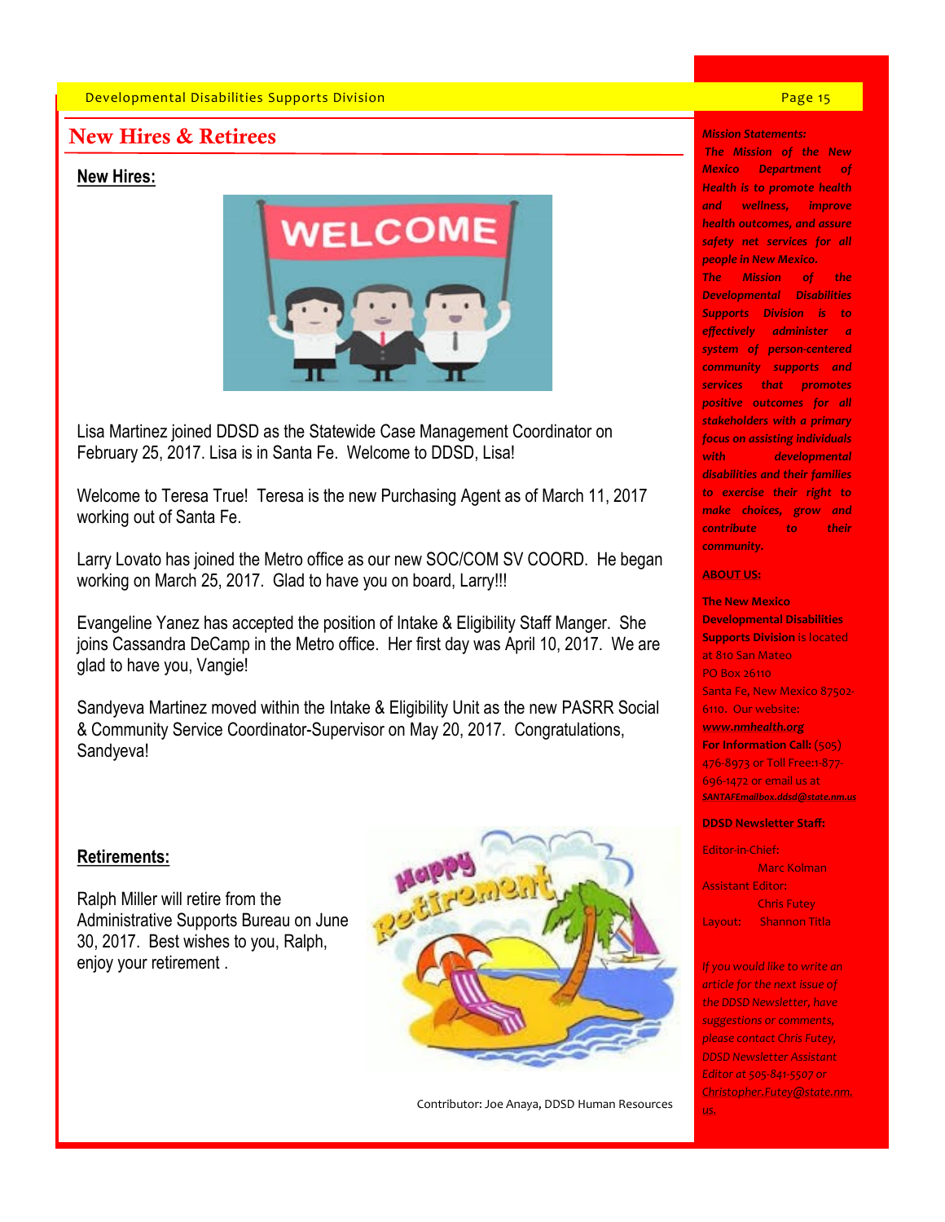## New Hires & Retirees

**New Hires:**

Lisa Martinez joined DDSD as the Statewide Case Management Coordinator on February 25, 2017. Lisa is in Santa Fe. Welcome to DDSD, Lisa!

Welcome to Teresa True! Teresa is the new Purchasing Agent as of March 11, 2017 working out of Santa Fe.

Larry Lovato has joined the Metro office as our new SOC/COM SV COORD. He began working on March 25, 2017. Glad to have you on board, Larry!!!

Evangeline Yanez has accepted the position of Intake & Eligibility Staff Manger. She joins Cassandra DeCamp in the Metro office. Her first day was April 10, 2017. We are glad to have you, Vangie!

Sandyeva Martinez moved within the Intake & Eligibility Unit as the new PASRR Social & Community Service Coordinator-Supervisor on May 20, 2017. Congratulations, Sandyeva!

**Retirements:**

Ralph Miller will retire from the Administrative Supports Bureau on June 30, 2017. Best wishes to you, Ralph, enjoy your retirement .

Contributor: Joe Anaya, DDSD Human Resources

***Mission Statements:***

*The Mission of the New Mexico Department of Health is to promote health and wellness, improve health outcomes, and assure safety net services for all people in New Mexico.*

*The Mission of the Developmental Disabilities Supports Division is to effectively administer a system of person-centered community supports and services that promotes positive outcomes for all stakeholders with a primary focus on assisting individuals with developmental disabilities and their families to exercise their right to make choices, grow and contribute to their community.*

**ABOUT US:**

**The New Mexico Developmental Disabilities Supports Division** is located at 810 San Mateo PO Box 26110 Santa Fe, New Mexico 87502-6110. Our website: www.nmhealth.org

**For Information Call:** (505) 476-8973 or Toll Free:1-877-696-1472 or email us at **SANTAFEmailbox.ddsd@state.nm.us**

**DDSD Newsletter Staff:**

Editor-in-Chief: Marc Kolman

Assistant Editor: Chris Futey

Layout: Shannon Titla

*If you would like to write an article for the next issue of the DDSD Newsletter, have suggestions or comments, please contact Chris Futey, DDSD Newsletter Assistant Editor at 505-841-5507 or Christopher.Futey@state.nm.us.*